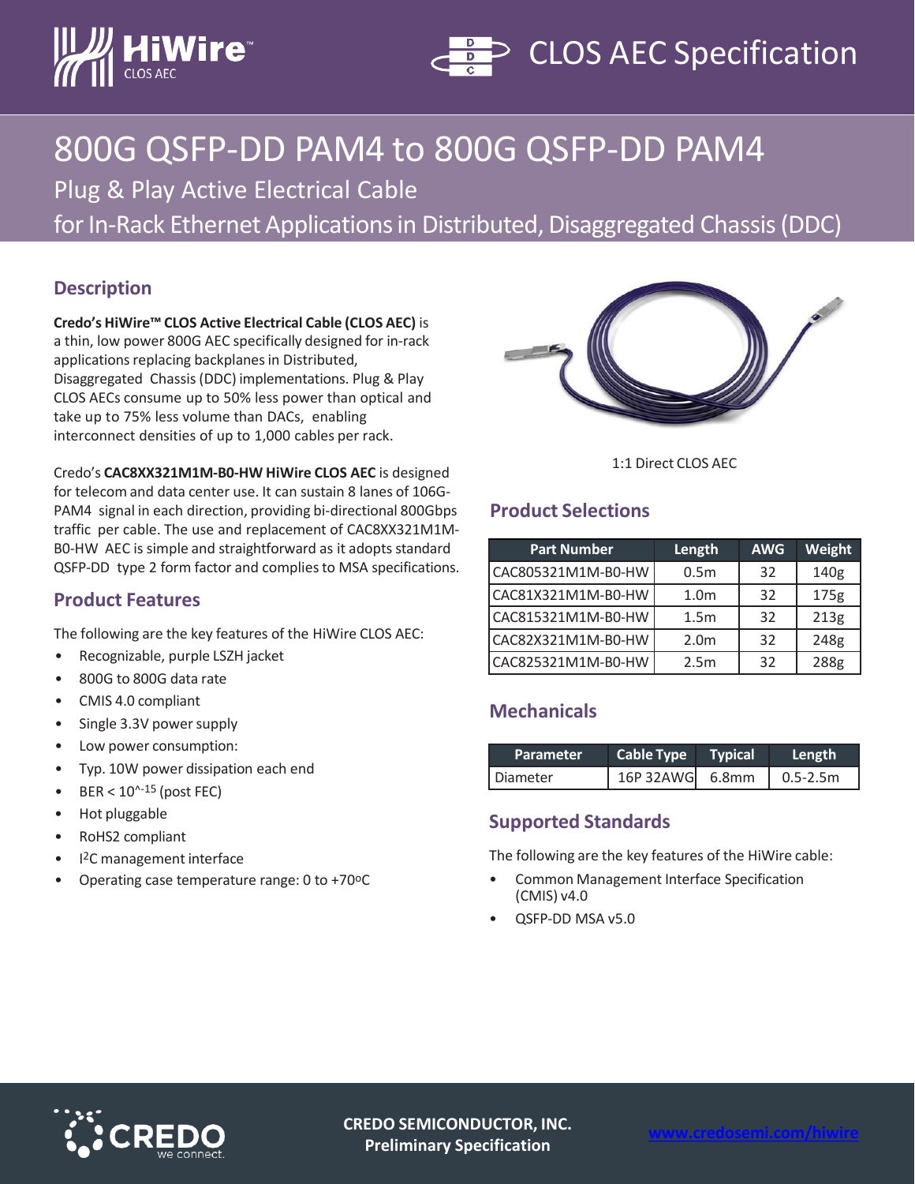# 800G QSFP-DD PAM4 to 800G QSFP-DD PAM4

Plug & Play Active Electrical Cable

for In-Rack Ethernet Applications in Distributed, Disaggregated Chassis (DDC)

## Description

**Credo's HiWire™ CLOS Active Electrical Cable (CLOS AEC)** is a thin, low power 800G AEC specifically designed for in-rack applications replacing backplanes in Distributed, Disaggregated Chassis (DDC) implementations. Plug & Play CLOS AECs consume up to 50% less power than optical and take up to 75% less volume than DACs, enabling interconnect densities of up to 1,000 cables per rack.

Credo's **CAC8XX321M1M-B0-HW HiWire CLOS AEC** is designed for telecom and data center use. It can sustain 8 lanes of 106G-PAM4 signal in each direction, providing bi-directional 800Gbps traffic per cable. The use and replacement of CAC8XX321M1M-B0-HW AEC is simple and straightforward as it adopts standard QSFP-DD type 2 form factor and complies to MSA specifications.

## Product Features

The following are the key features of the HiWire CLOS AEC:

- Recognizable, purple LSZH jacket
- 800G to 800G data rate
- CMIS 4.0 compliant
- Single 3.3V power supply
- Low power consumption:
- Typ. 10W power dissipation each end
- BER < $10^{-15}$ (post FEC)
- Hot pluggable
- RoHS2 compliant
- $I^2C$ management interface
- Operating case temperature range: 0 to +70°C

1:1 Direct CLOS AEC

## Product Selections

| Part Number | Length | AWG | Weight |
|---|---|---|---|
| CAC805321M1M-B0-HW | 0.5m | 32 | 140g |
| CAC81X321M1M-B0-HW | 1.0m | 32 | 175g |
| CAC815321M1M-B0-HW | 1.5m | 32 | 213g |
| CAC82X321M1M-B0-HW | 2.0m | 32 | 248g |
| CAC825321M1M-B0-HW | 2.5m | 32 | 288g |

## Mechanicals

| Parameter | Cable Type | Typical | Length |
|---|---|---|---|
| Diameter | 16P 32AWG | 6.8mm | 0.5-2.5m |

## Supported Standards

The following are the key features of the HiWire cable:

- Common Management Interface Specification (CMIS) v4.0
- QSFP-DD MSA v5.0

CREDO SEMICONDUCTOR, INC.
Preliminary Specification

www.credosemi.com/hiwire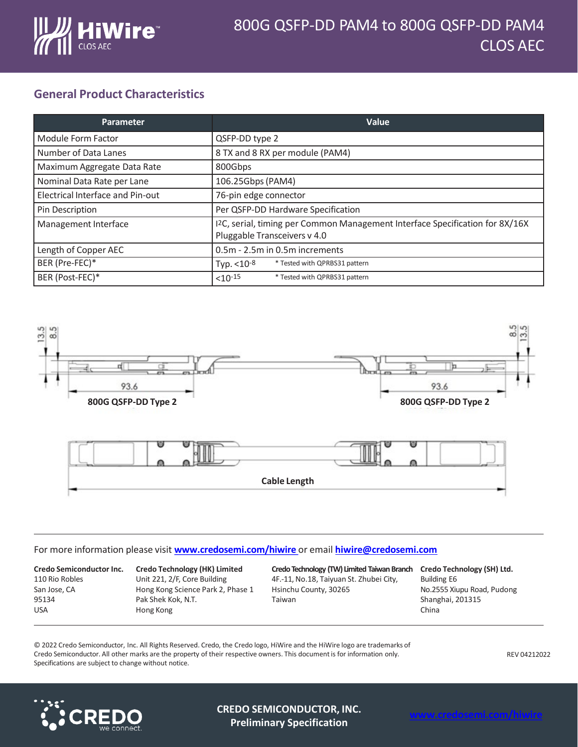## General Product Characteristics

| Parameter | Value |
| --- | --- |
| Module Form Factor | QSFP-DD type 2 |
| Number of Data Lanes | 8 TX and 8 RX per module (PAM4) |
| Maximum Aggregate Data Rate | 800Gbps |
| Nominal Data Rate per Lane | 106.25Gbps (PAM4) |
| Electrical Interface and Pin-out | 76-pin edge connector |
| Pin Description | Per QSFP-DD Hardware Specification |
| Management Interface | I2C, serial, timing per Common Management Interface Specification for 8X/16X Pluggable Transceivers v 4.0 |
| Length of Copper AEC | 0.5m - 2.5m in 0.5m increments |
| BER (Pre-FEC)* | Typ. $<10^{-8}$ * Tested with QPRBS31 pattern |
| BER (Post-FEC)* | $<10^{-15}$ * Tested with QPRBS31 pattern |

13.5
8.5
93.6
800G QSFP-DD Type 2

8.5
13.5
93.6
800G QSFP-DD Type 2

Cable Length

For more information please visit **www.credosemi.com/hiwire** or email **hiwire@credosemi.com**

**Credo Semiconductor Inc.**
110 Rio Robles
San Jose, CA
95134
USA

**Credo Technology (HK) Limited**
Unit 221, 2/F, Core Building
Hong Kong Science Park 2, Phase 1
Pak Shek Kok, N.T.
Hong Kong

**Credo Technology (TW) Limited Taiwan Branch**
4F.-11, No.18, Taiyuan St. Zhubei City,
Hsinchu County, 30265
Taiwan

**Credo Technology (SH) Ltd.**
Building E6
No.2555 Xiupu Road, Pudong
Shanghai, 201315
China

© 2022 Credo Semiconductor, Inc. All Rights Reserved. Credo, the Credo logo, HiWire and the HiWire logo are trademarks of Credo Semiconductor. All other marks are the property of their respective owners. This document is for information only. Specifications are subject to change without notice.

REV 04212022

**CREDO SEMICONDUCTOR, INC.**
**Preliminary Specification**

www.credosemi.com/hiwire